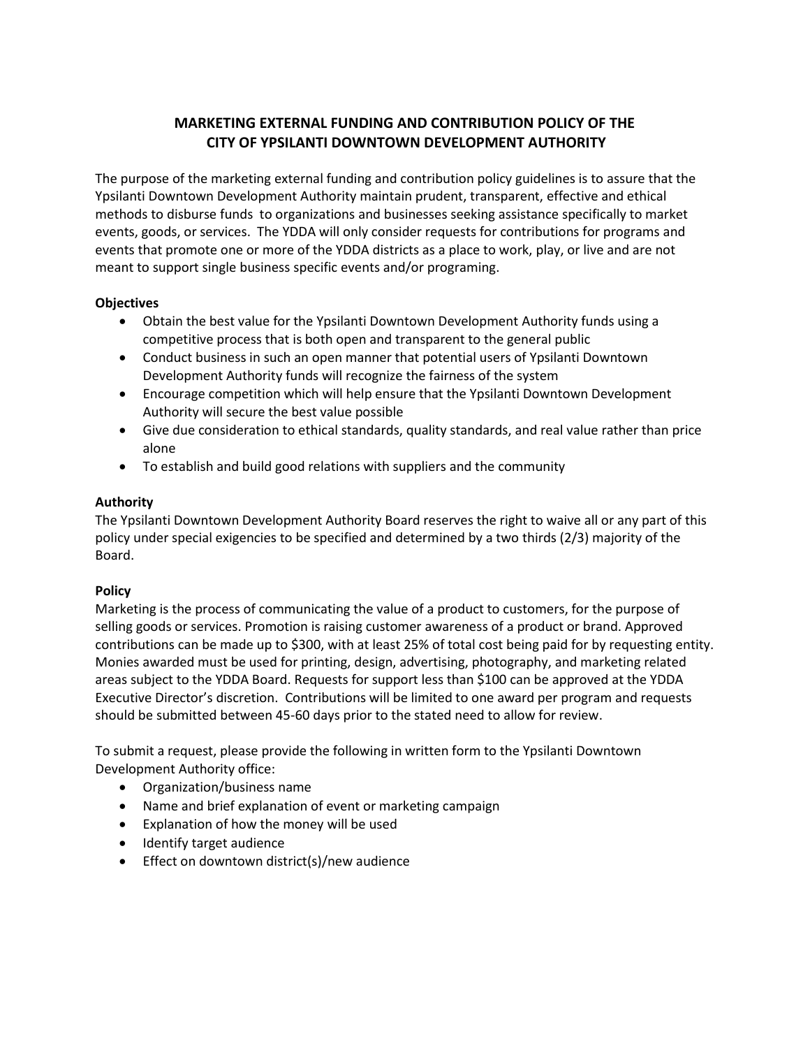# MARKETING EXTERNAL FUNDING AND CONTRIBUTION POLICY OF THE CITY OF YPSILANTI DOWNTOWN DEVELOPMENT AUTHORITY

The purpose of the marketing external funding and contribution policy guidelines is to assure that the Ypsilanti Downtown Development Authority maintain prudent, transparent, effective and ethical methods to disburse funds to organizations and businesses seeking assistance specifically to market events, goods, or services. The YDDA will only consider requests for contributions for programs and events that promote one or more of the YDDA districts as a place to work, play, or live and are not meant to support single business specific events and/or programing.

**Objectives**

- Obtain the best value for the Ypsilanti Downtown Development Authority funds using a competitive process that is both open and transparent to the general public
- Conduct business in such an open manner that potential users of Ypsilanti Downtown Development Authority funds will recognize the fairness of the system
- Encourage competition which will help ensure that the Ypsilanti Downtown Development Authority will secure the best value possible
- Give due consideration to ethical standards, quality standards, and real value rather than price alone
- To establish and build good relations with suppliers and the community

**Authority**

The Ypsilanti Downtown Development Authority Board reserves the right to waive all or any part of this policy under special exigencies to be specified and determined by a two thirds (2/3) majority of the Board.

**Policy**

Marketing is the process of communicating the value of a product to customers, for the purpose of selling goods or services. Promotion is raising customer awareness of a product or brand. Approved contributions can be made up to $300, with at least 25% of total cost being paid for by requesting entity. Monies awarded must be used for printing, design, advertising, photography, and marketing related areas subject to the YDDA Board. Requests for support less than $100 can be approved at the YDDA Executive Director's discretion. Contributions will be limited to one award per program and requests should be submitted between 45-60 days prior to the stated need to allow for review.

To submit a request, please provide the following in written form to the Ypsilanti Downtown Development Authority office:

- Organization/business name
- Name and brief explanation of event or marketing campaign
- Explanation of how the money will be used
- Identify target audience
- Effect on downtown district(s)/new audience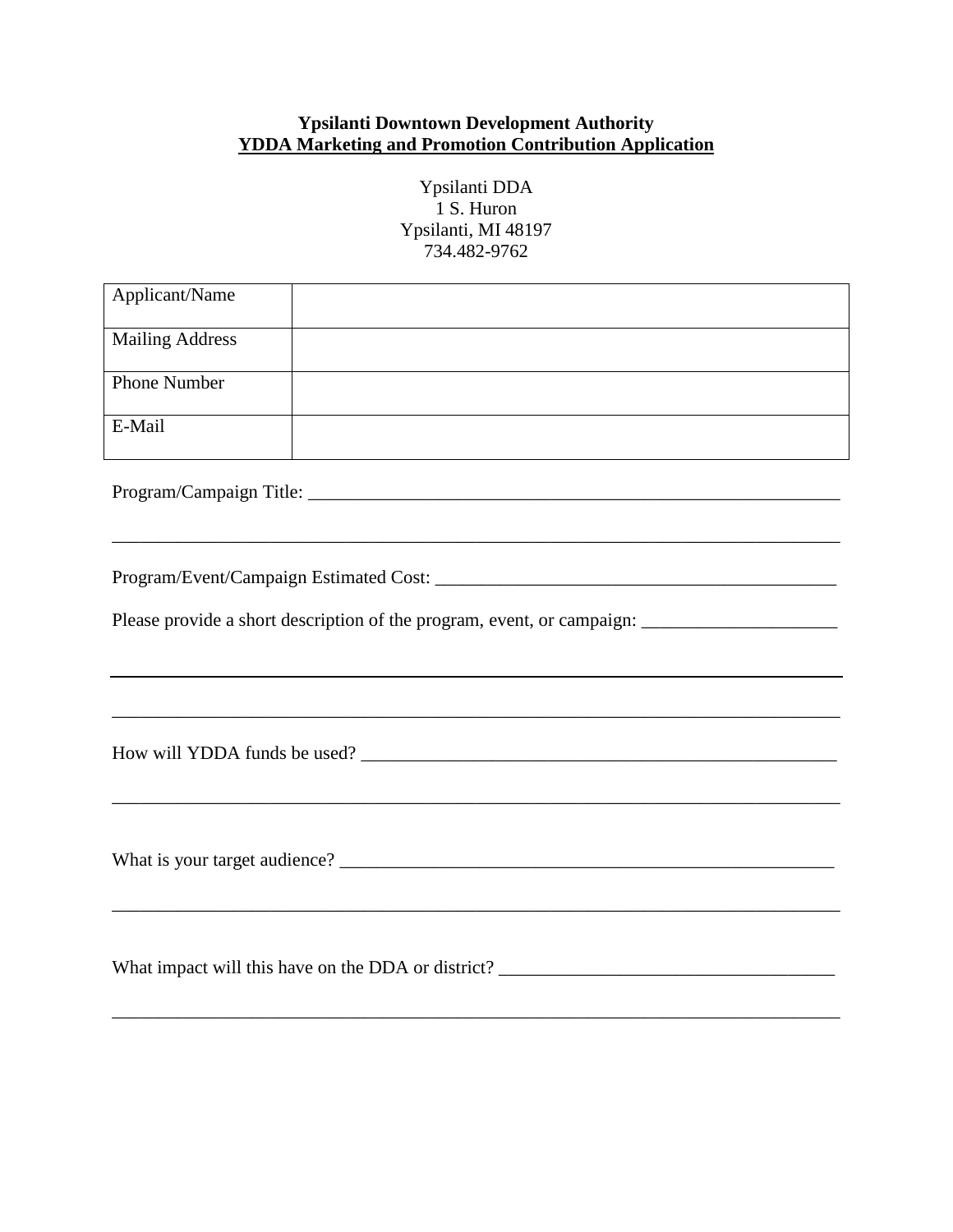**Ypsilanti Downtown Development Authority**
**YDDA Marketing and Promotion Contribution Application**

Ypsilanti DDA
1 S. Huron
Ypsilanti, MI 48197
734.482-9762

| Applicant/Name | |
|---|---|
| Mailing Address | |
| Phone Number | |
| E-Mail | |

Program/Campaign Title: ____________________________________________________________

________________________________________________________________________________

Program/Event/Campaign Estimated Cost: ___________________________________________

Please provide a short description of the program, event, or campaign: ____________________

________________________________________________________________________________

________________________________________________________________________________

How will YDDA funds be used? ____________________________________________________

________________________________________________________________________________

What is your target audience? _____________________________________________________

________________________________________________________________________________

What impact will this have on the DDA or district? ___________________________________

________________________________________________________________________________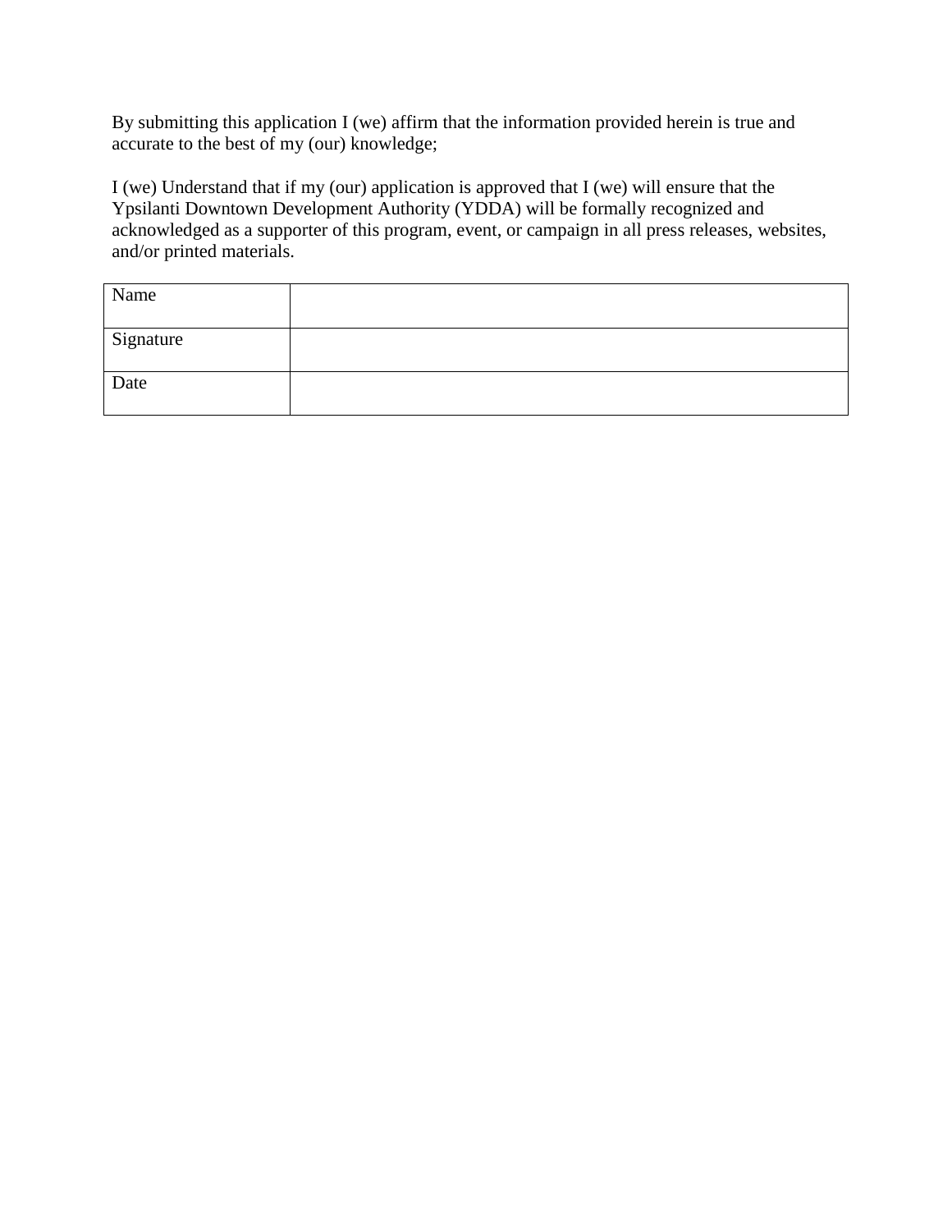By submitting this application I (we) affirm that the information provided herein is true and accurate to the best of my (our) knowledge;

I (we) Understand that if my (our) application is approved that I (we) will ensure that the Ypsilanti Downtown Development Authority (YDDA) will be formally recognized and acknowledged as a supporter of this program, event, or campaign in all press releases, websites, and/or printed materials.

| | |
|---|---|
| Name | |
| Signature | |
| Date | |